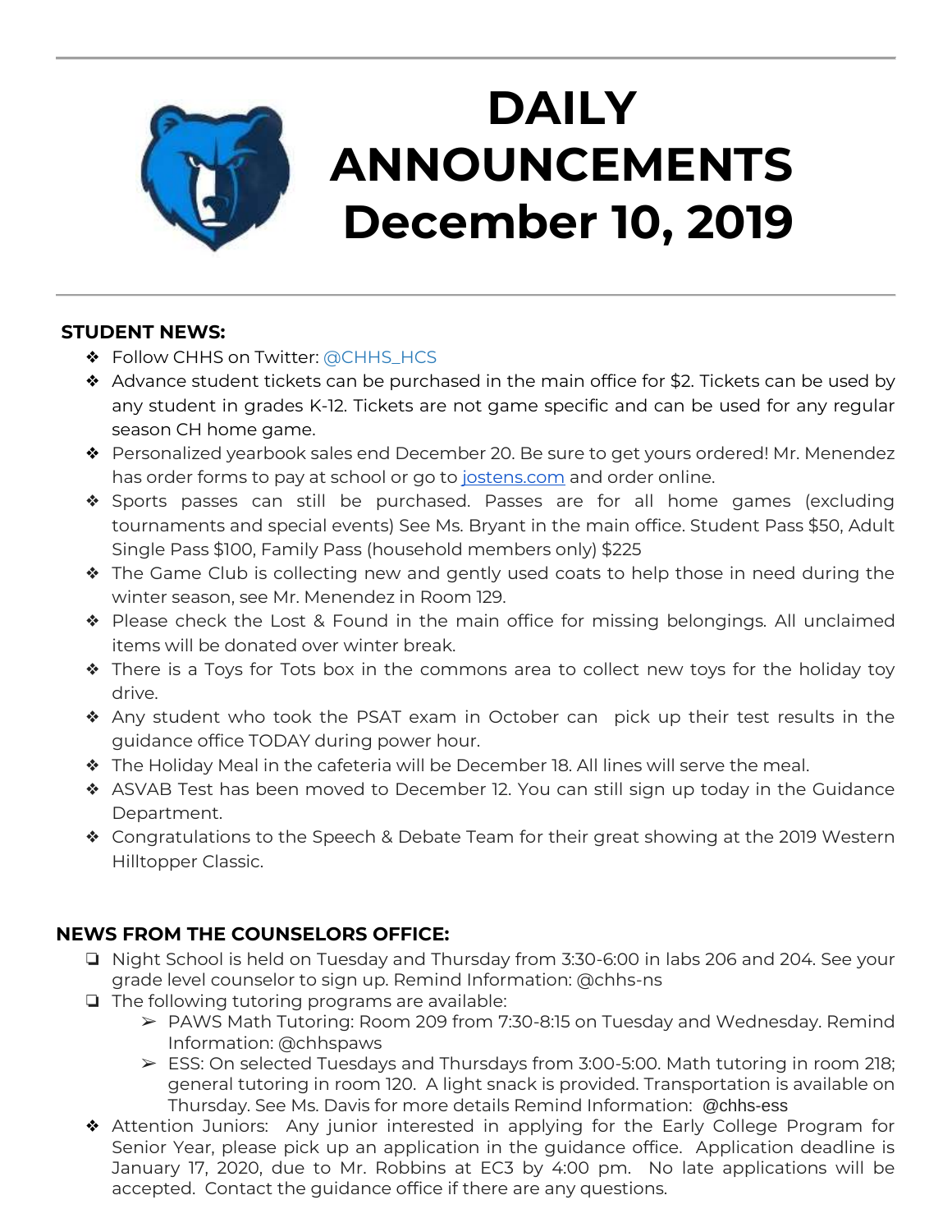# DAILY ANNOUNCEMENTS December 10, 2019

## STUDENT NEWS:

- Follow CHHS on Twitter: @CHHS_HCS
- Advance student tickets can be purchased in the main office for $2. Tickets can be used by any student in grades K-12. Tickets are not game specific and can be used for any regular season CH home game.
- Personalized yearbook sales end December 20. Be sure to get yours ordered! Mr. Menendez has order forms to pay at school or go to [jostens.com](http://jostens.com) and order online.
- Sports passes can still be purchased. Passes are for all home games (excluding tournaments and special events) See Ms. Bryant in the main office. Student Pass $50, Adult Single Pass $100, Family Pass (household members only) $225
- The Game Club is collecting new and gently used coats to help those in need during the winter season, see Mr. Menendez in Room 129.
- Please check the Lost & Found in the main office for missing belongings. All unclaimed items will be donated over winter break.
- There is a Toys for Tots box in the commons area to collect new toys for the holiday toy drive.
- Any student who took the PSAT exam in October can pick up their test results in the guidance office TODAY during power hour.
- The Holiday Meal in the cafeteria will be December 18. All lines will serve the meal.
- ASVAB Test has been moved to December 12. You can still sign up today in the Guidance Department.
- Congratulations to the Speech & Debate Team for their great showing at the 2019 Western Hilltopper Classic.

## NEWS FROM THE COUNSELORS OFFICE:

- Night School is held on Tuesday and Thursday from 3:30-6:00 in labs 206 and 204. See your grade level counselor to sign up. Remind Information: @chhs-ns
- The following tutoring programs are available:
  - PAWS Math Tutoring: Room 209 from 7:30-8:15 on Tuesday and Wednesday. Remind Information: @chhspaws
  - ESS: On selected Tuesdays and Thursdays from 3:00-5:00. Math tutoring in room 218; general tutoring in room 120. A light snack is provided. Transportation is available on Thursday. See Ms. Davis for more details Remind Information: @chhs-ess
- Attention Juniors: Any junior interested in applying for the Early College Program for Senior Year, please pick up an application in the guidance office. Application deadline is January 17, 2020, due to Mr. Robbins at EC3 by 4:00 pm. No late applications will be accepted. Contact the guidance office if there are any questions.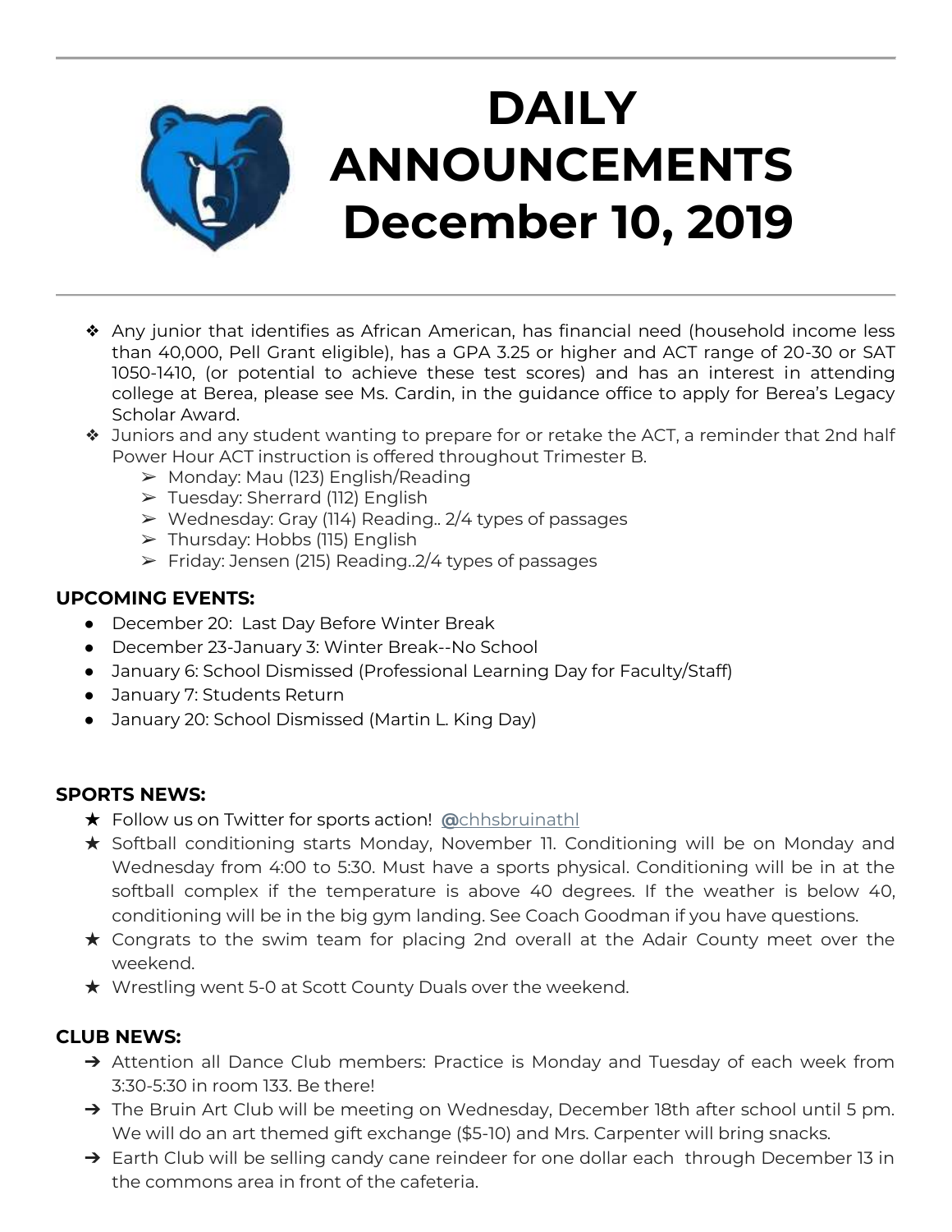# DAILY ANNOUNCEMENTS December 10, 2019

- Any junior that identifies as African American, has financial need (household income less than 40,000, Pell Grant eligible), has a GPA 3.25 or higher and ACT range of 20-30 or SAT 1050-1410, (or potential to achieve these test scores) and has an interest in attending college at Berea, please see Ms. Cardin, in the guidance office to apply for Berea's Legacy Scholar Award.
- Juniors and any student wanting to prepare for or retake the ACT, a reminder that 2nd half Power Hour ACT instruction is offered throughout Trimester B.
  - Monday: Mau (123) English/Reading
  - Tuesday: Sherrard (112) English
  - Wednesday: Gray (114) Reading.. 2/4 types of passages
  - Thursday: Hobbs (115) English
  - Friday: Jensen (215) Reading..2/4 types of passages

**UPCOMING EVENTS:**

- December 20: Last Day Before Winter Break
- December 23-January 3: Winter Break--No School
- January 6: School Dismissed (Professional Learning Day for Faculty/Staff)
- January 7: Students Return
- January 20: School Dismissed (Martin L. King Day)

**SPORTS NEWS:**

- Follow us on Twitter for sports action! @chhsbruinathl
- Softball conditioning starts Monday, November 11. Conditioning will be on Monday and Wednesday from 4:00 to 5:30. Must have a sports physical. Conditioning will be in at the softball complex if the temperature is above 40 degrees. If the weather is below 40, conditioning will be in the big gym landing. See Coach Goodman if you have questions.
- Congrats to the swim team for placing 2nd overall at the Adair County meet over the weekend.
- Wrestling went 5-0 at Scott County Duals over the weekend.

**CLUB NEWS:**

- Attention all Dance Club members: Practice is Monday and Tuesday of each week from 3:30-5:30 in room 133. Be there!
- The Bruin Art Club will be meeting on Wednesday, December 18th after school until 5 pm. We will do an art themed gift exchange ($5-10) and Mrs. Carpenter will bring snacks.
- Earth Club will be selling candy cane reindeer for one dollar each through December 13 in the commons area in front of the cafeteria.